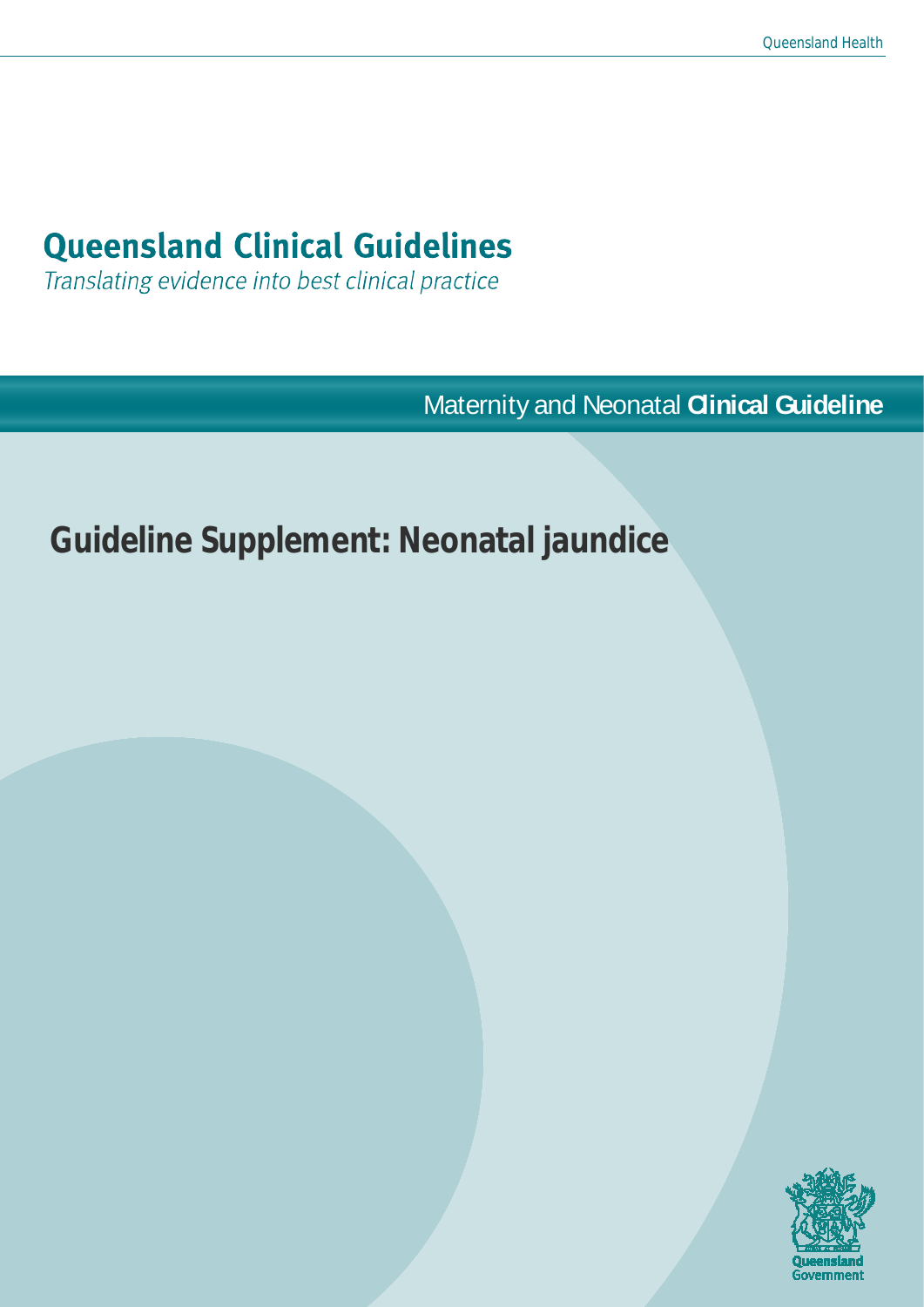# Queensland Clinical Guidelines

*Translating evidence into best clinical practice*

Maternity and Neonatal **Clinical Guideline**

## Guideline Supplement: Neonatal jaundice

Queensland Government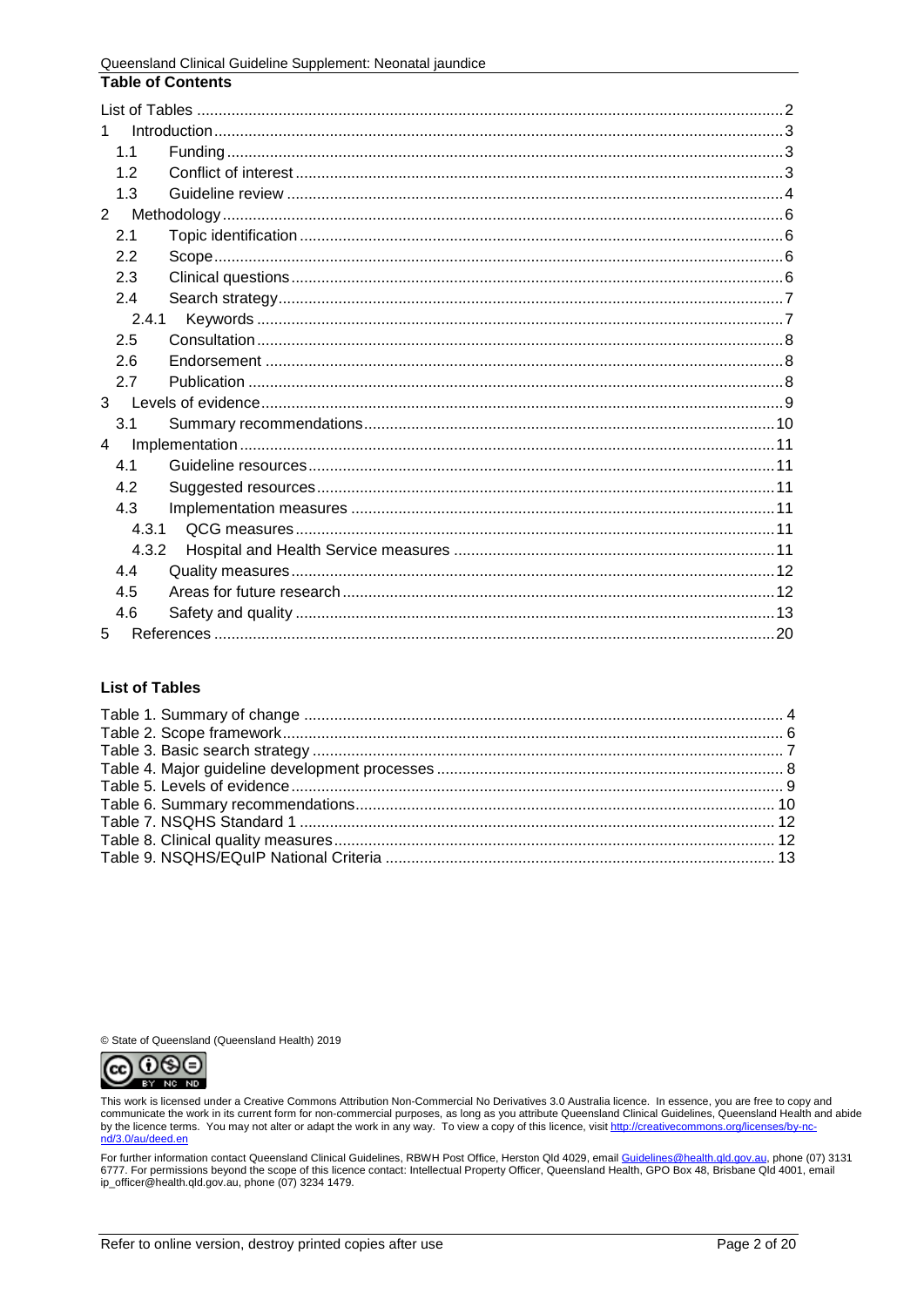## Table of Contents

| | |
|---|---|
| List of Tables | 2 |
| 1 Introduction | 3 |
| 1.1 Funding | 3 |
| 1.2 Conflict of interest | 3 |
| 1.3 Guideline review | 4 |
| 2 Methodology | 6 |
| 2.1 Topic identification | 6 |
| 2.2 Scope | 6 |
| 2.3 Clinical questions | 6 |
| 2.4 Search strategy | 7 |
| 2.4.1 Keywords | 7 |
| 2.5 Consultation | 8 |
| 2.6 Endorsement | 8 |
| 2.7 Publication | 8 |
| 3 Levels of evidence | 9 |
| 3.1 Summary recommendations | 10 |
| 4 Implementation | 11 |
| 4.1 Guideline resources | 11 |
| 4.2 Suggested resources | 11 |
| 4.3 Implementation measures | 11 |
| 4.3.1 QCG measures | 11 |
| 4.3.2 Hospital and Health Service measures | 11 |
| 4.4 Quality measures | 12 |
| 4.5 Areas for future research | 12 |
| 4.6 Safety and quality | 13 |
| 5 References | 20 |

## List of Tables

| | |
|---|---|
| Table 1. Summary of change | 4 |
| Table 2. Scope framework | 6 |
| Table 3. Basic search strategy | 7 |
| Table 4. Major guideline development processes | 8 |
| Table 5. Levels of evidence | 9 |
| Table 6. Summary recommendations | 10 |
| Table 7. NSQHS Standard 1 | 12 |
| Table 8. Clinical quality measures | 12 |
| Table 9. NSQHS/EQuIP National Criteria | 13 |

© State of Queensland (Queensland Health) 2019

This work is licensed under a Creative Commons Attribution Non-Commercial No Derivatives 3.0 Australia licence. In essence, you are free to copy and communicate the work in its current form for non-commercial purposes, as long as you attribute Queensland Clinical Guidelines, Queensland Health and abide by the licence terms. You may not alter or adapt the work in any way. To view a copy of this licence, visit http://creativecommons.org/licenses/by-nc-nd/3.0/au/deed.en

For further information contact Queensland Clinical Guidelines, RBWH Post Office, Herston Qld 4029, email Guidelines@health.qld.gov.au, phone (07) 3131 6777. For permissions beyond the scope of this licence contact: Intellectual Property Officer, Queensland Health, GPO Box 48, Brisbane Qld 4001, email ip_officer@health.qld.gov.au, phone (07) 3234 1479.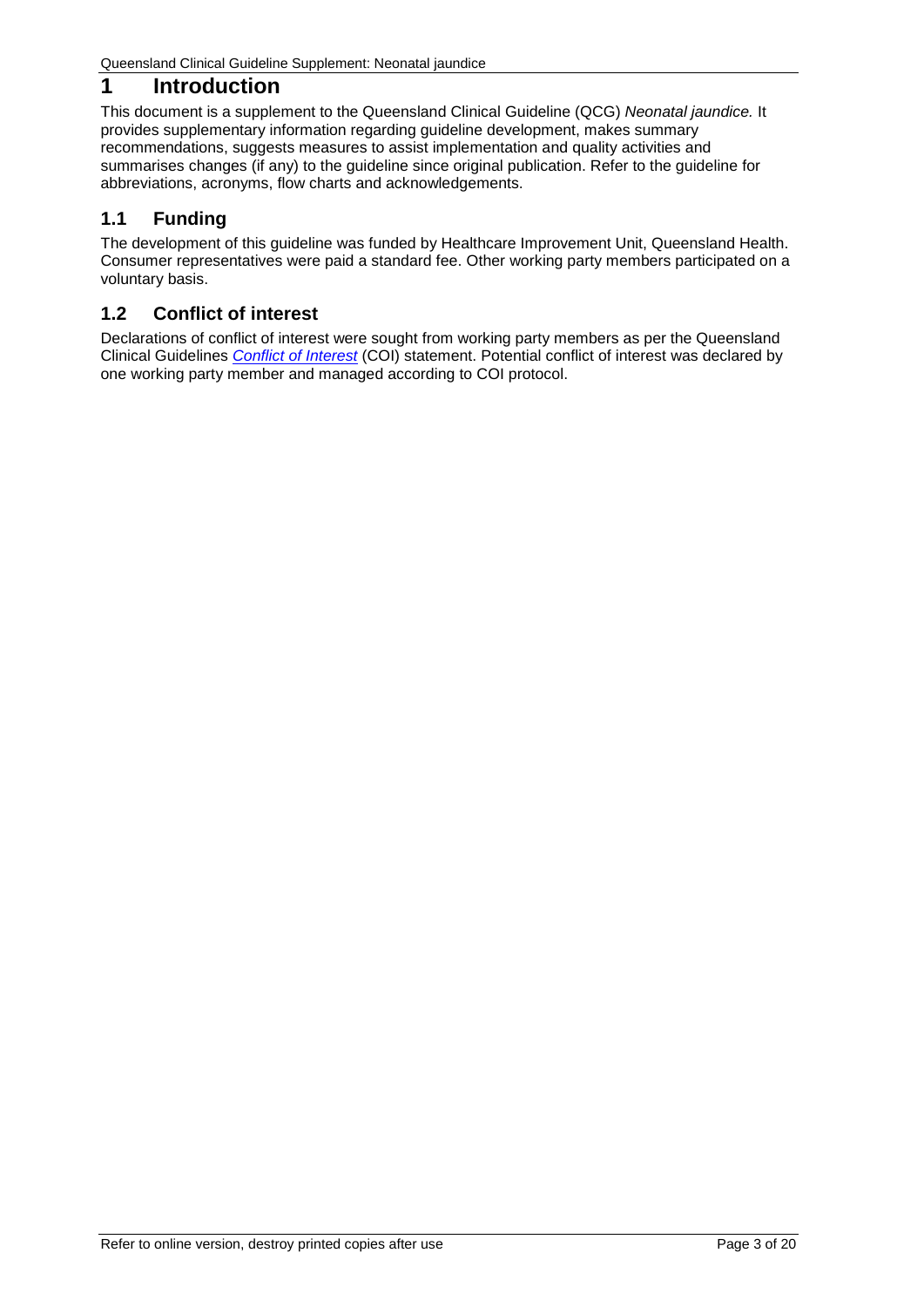# 1 Introduction

This document is a supplement to the Queensland Clinical Guideline (QCG) *Neonatal jaundice.* It provides supplementary information regarding guideline development, makes summary recommendations, suggests measures to assist implementation and quality activities and summarises changes (if any) to the guideline since original publication. Refer to the guideline for abbreviations, acronyms, flow charts and acknowledgements.

## 1.1 Funding

The development of this guideline was funded by Healthcare Improvement Unit, Queensland Health. Consumer representatives were paid a standard fee. Other working party members participated on a voluntary basis.

## 1.2 Conflict of interest

Declarations of conflict of interest were sought from working party members as per the Queensland Clinical Guidelines *Conflict of Interest* (COI) statement. Potential conflict of interest was declared by one working party member and managed according to COI protocol.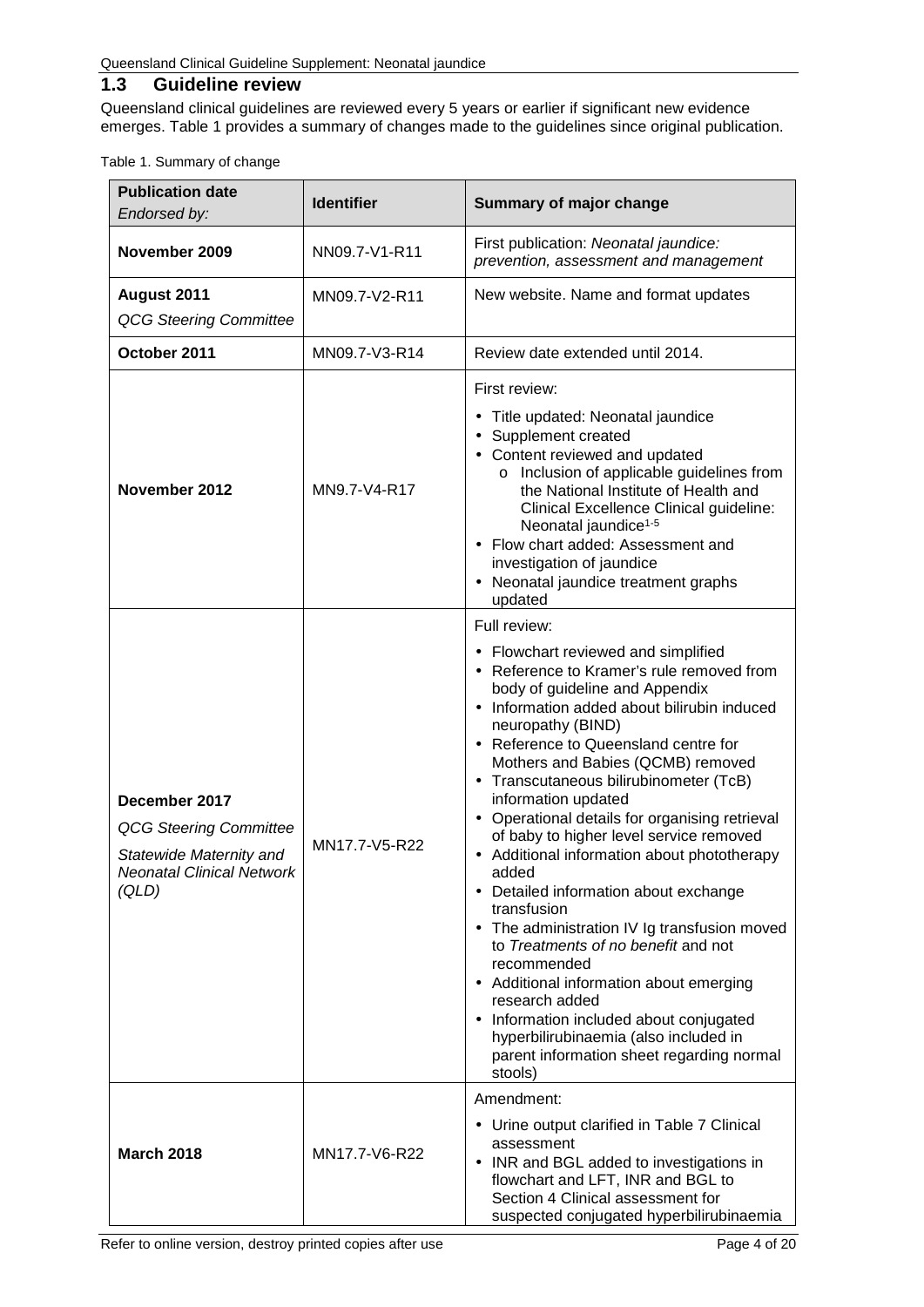## 1.3 Guideline review

Queensland clinical guidelines are reviewed every 5 years or earlier if significant new evidence emerges. Table 1 provides a summary of changes made to the guidelines since original publication.

Table 1. Summary of change

| **Publication date** *Endorsed by:* | **Identifier** | **Summary of major change** |
|---|---|---|
| **November 2009** | NN09.7-V1-R11 | First publication: *Neonatal jaundice: prevention, assessment and management* |
| **August 2011** *QCG Steering Committee* | MN09.7-V2-R11 | New website. Name and format updates |
| **October 2011** | MN09.7-V3-R14 | Review date extended until 2014. |
| **November 2012** | MN9.7-V4-R17 | First review: • Title updated: Neonatal jaundice • Supplement created • Content reviewed and updated ○ Inclusion of applicable guidelines from the National Institute of Health and Clinical Excellence Clinical guideline: Neonatal jaundice[1-5] • Flow chart added: Assessment and investigation of jaundice • Neonatal jaundice treatment graphs updated |
| **December 2017** *QCG Steering Committee* *Statewide Maternity and Neonatal Clinical Network (QLD)* | MN17.7-V5-R22 | Full review: • Flowchart reviewed and simplified • Reference to Kramer's rule removed from body of guideline and Appendix • Information added about bilirubin induced neuropathy (BIND) • Reference to Queensland centre for Mothers and Babies (QCMB) removed • Transcutaneous bilirubinometer (TcB) information updated • Operational details for organising retrieval of baby to higher level service removed • Additional information about phototherapy added • Detailed information about exchange transfusion • The administration IV Ig transfusion moved to *Treatments of no benefit* and not recommended • Additional information about emerging research added • Information included about conjugated hyperbilirubinaemia (also included in parent information sheet regarding normal stools) |
| **March 2018** | MN17.7-V6-R22 | Amendment: • Urine output clarified in Table 7 Clinical assessment • INR and BGL added to investigations in flowchart and LFT, INR and BGL to Section 4 Clinical assessment for suspected conjugated hyperbilirubinaemia |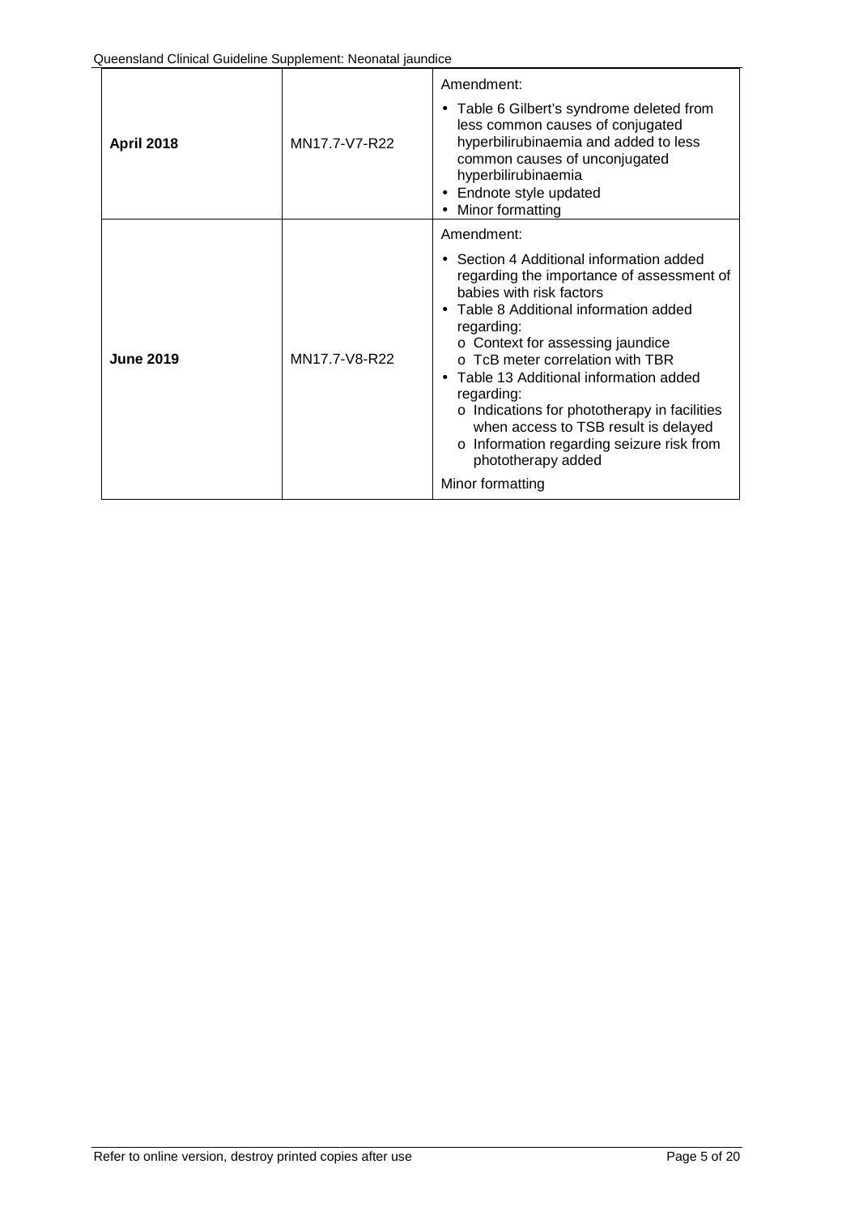| | | |
|---|---|---|
| **April 2018** | MN17.7-V7-R22 | Amendment:<br>• Table 6 Gilbert's syndrome deleted from less common causes of conjugated hyperbilirubinaemia and added to less common causes of unconjugated hyperbilirubinaemia<br>• Endnote style updated<br>• Minor formatting |
| **June 2019** | MN17.7-V8-R22 | Amendment:<br>• Section 4 Additional information added regarding the importance of assessment of babies with risk factors<br>• Table 8 Additional information added regarding:<br>o Context for assessing jaundice<br>o TcB meter correlation with TBR<br>• Table 13 Additional information added regarding:<br>o Indications for phototherapy in facilities when access to TSB result is delayed<br>o Information regarding seizure risk from phototherapy added<br>Minor formatting |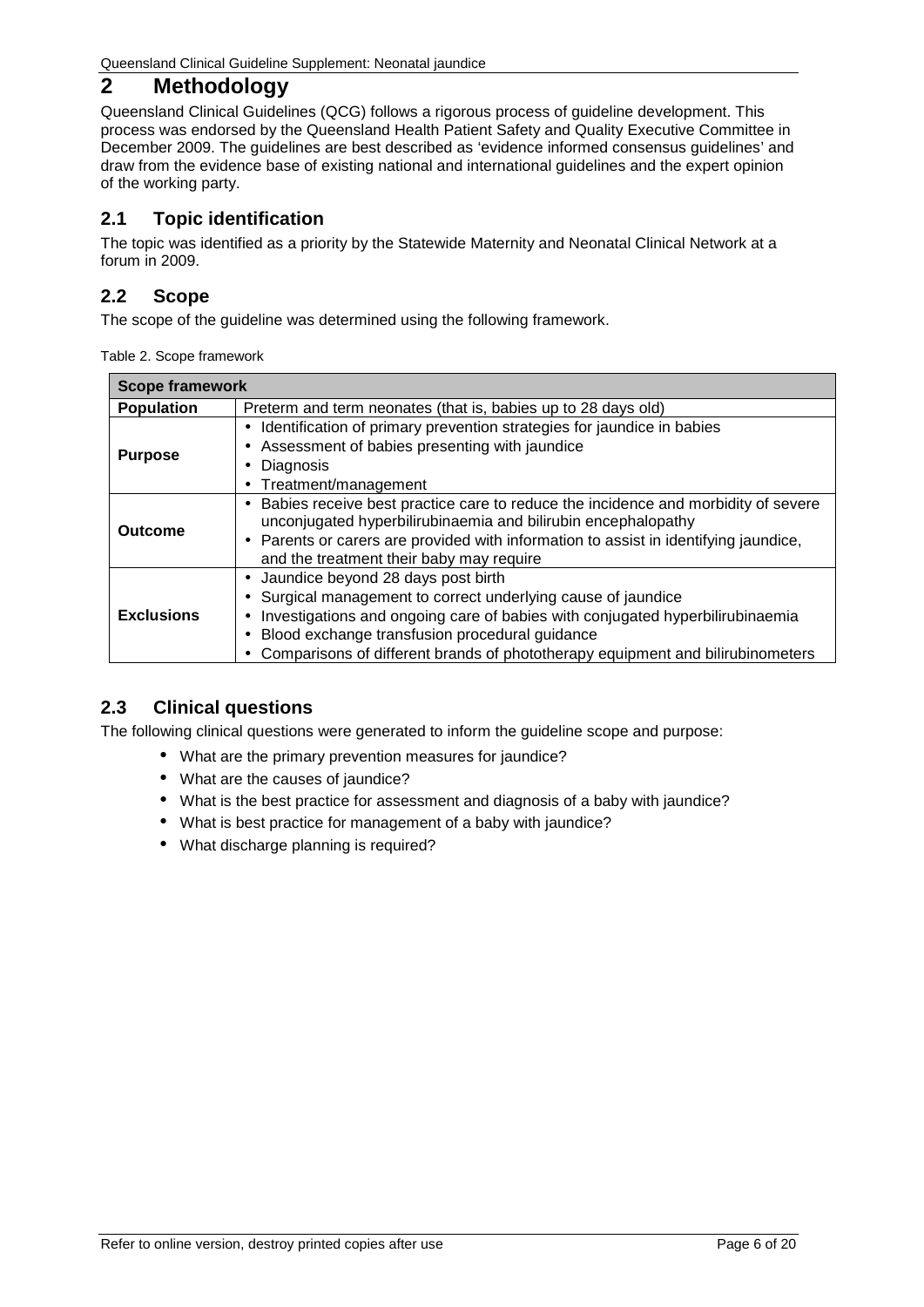# 2 Methodology

Queensland Clinical Guidelines (QCG) follows a rigorous process of guideline development. This process was endorsed by the Queensland Health Patient Safety and Quality Executive Committee in December 2009. The guidelines are best described as 'evidence informed consensus guidelines' and draw from the evidence base of existing national and international guidelines and the expert opinion of the working party.

## 2.1 Topic identification

The topic was identified as a priority by the Statewide Maternity and Neonatal Clinical Network at a forum in 2009.

## 2.2 Scope

The scope of the guideline was determined using the following framework.

Table 2. Scope framework

| Scope framework | |
|---|---|
| **Population** | Preterm and term neonates (that is, babies up to 28 days old) |
| **Purpose** | • Identification of primary prevention strategies for jaundice in babies<br>• Assessment of babies presenting with jaundice<br>• Diagnosis<br>• Treatment/management |
| **Outcome** | • Babies receive best practice care to reduce the incidence and morbidity of severe unconjugated hyperbilirubinaemia and bilirubin encephalopathy<br>• Parents or carers are provided with information to assist in identifying jaundice, and the treatment their baby may require |
| **Exclusions** | • Jaundice beyond 28 days post birth<br>• Surgical management to correct underlying cause of jaundice<br>• Investigations and ongoing care of babies with conjugated hyperbilirubinaemia<br>• Blood exchange transfusion procedural guidance<br>• Comparisons of different brands of phototherapy equipment and bilirubinometers |

## 2.3 Clinical questions

The following clinical questions were generated to inform the guideline scope and purpose:

- What are the primary prevention measures for jaundice?
- What are the causes of jaundice?
- What is the best practice for assessment and diagnosis of a baby with jaundice?
- What is best practice for management of a baby with jaundice?
- What discharge planning is required?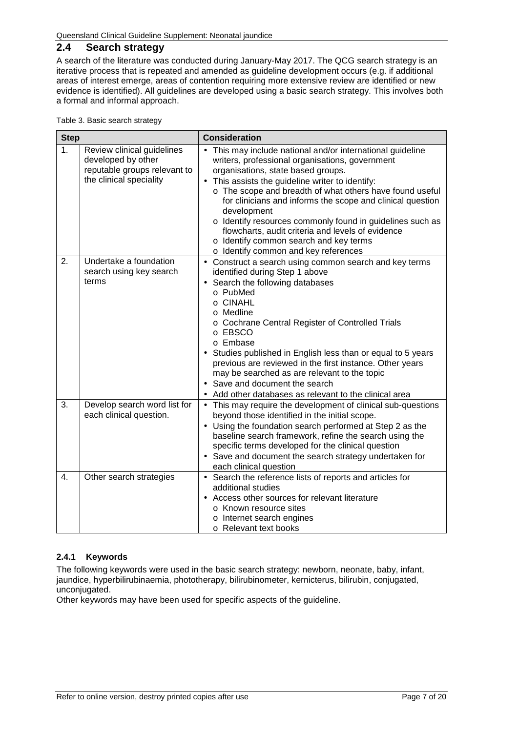## 2.4 Search strategy

A search of the literature was conducted during January-May 2017. The QCG search strategy is an iterative process that is repeated and amended as guideline development occurs (e.g. if additional areas of interest emerge, areas of contention requiring more extensive review are identified or new evidence is identified). All guidelines are developed using a basic search strategy. This involves both a formal and informal approach.

Table 3. Basic search strategy

| Step | | Consideration |
|---|---|---|
| 1. | Review clinical guidelines developed by other reputable groups relevant to the clinical speciality | • This may include national and/or international guideline writers, professional organisations, government organisations, state based groups.<br>• This assists the guideline writer to identify:<br>o The scope and breadth of what others have found useful for clinicians and informs the scope and clinical question development<br>o Identify resources commonly found in guidelines such as flowcharts, audit criteria and levels of evidence<br>o Identify common search and key terms<br>o Identify common and key references |
| 2. | Undertake a foundation search using key search terms | • Construct a search using common search and key terms identified during Step 1 above<br>• Search the following databases<br>o PubMed<br>o CINAHL<br>o Medline<br>o Cochrane Central Register of Controlled Trials<br>o EBSCO<br>o Embase<br>• Studies published in English less than or equal to 5 years previous are reviewed in the first instance. Other years may be searched as are relevant to the topic<br>• Save and document the search<br>• Add other databases as relevant to the clinical area |
| 3. | Develop search word list for each clinical question. | • This may require the development of clinical sub-questions beyond those identified in the initial scope.<br>• Using the foundation search performed at Step 2 as the baseline search framework, refine the search using the specific terms developed for the clinical question<br>• Save and document the search strategy undertaken for each clinical question |
| 4. | Other search strategies | • Search the reference lists of reports and articles for additional studies<br>• Access other sources for relevant literature<br>o Known resource sites<br>o Internet search engines<br>o Relevant text books |

### 2.4.1 Keywords

The following keywords were used in the basic search strategy: newborn, neonate, baby, infant, jaundice, hyperbilirubinaemia, phototherapy, bilirubinometer, kernicterus, bilirubin, conjugated, unconjugated.

Other keywords may have been used for specific aspects of the guideline.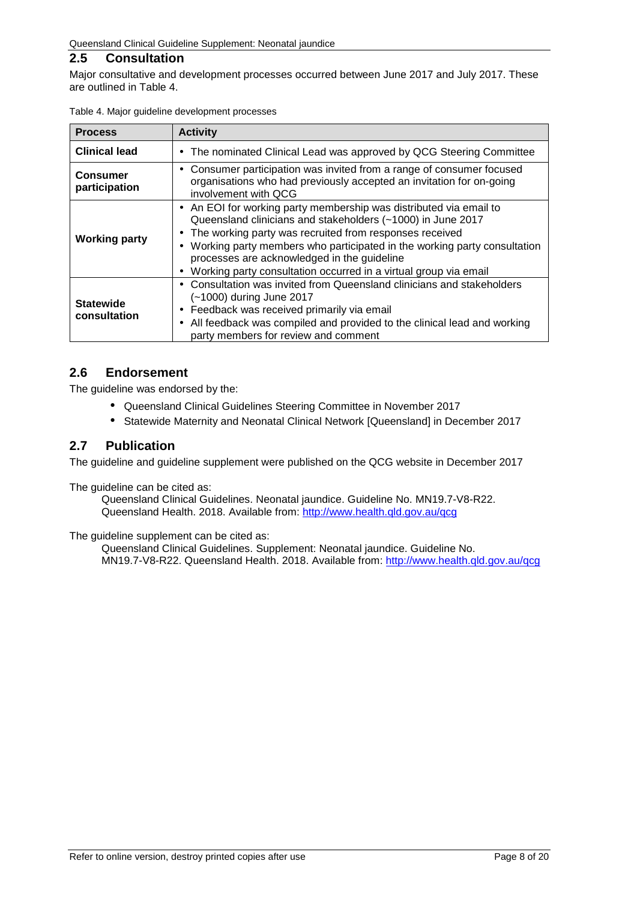## 2.5 Consultation

Major consultative and development processes occurred between June 2017 and July 2017. These are outlined in Table 4.

Table 4. Major guideline development processes

| Process | Activity |
|---|---|
| **Clinical lead** | • The nominated Clinical Lead was approved by QCG Steering Committee |
| **Consumer participation** | • Consumer participation was invited from a range of consumer focused organisations who had previously accepted an invitation for on-going involvement with QCG |
| **Working party** | • An EOI for working party membership was distributed via email to Queensland clinicians and stakeholders (~1000) in June 2017<br>• The working party was recruited from responses received<br>• Working party members who participated in the working party consultation processes are acknowledged in the guideline<br>• Working party consultation occurred in a virtual group via email |
| **Statewide consultation** | • Consultation was invited from Queensland clinicians and stakeholders (~1000) during June 2017<br>• Feedback was received primarily via email<br>• All feedback was compiled and provided to the clinical lead and working party members for review and comment |

## 2.6 Endorsement

The guideline was endorsed by the:

- Queensland Clinical Guidelines Steering Committee in November 2017
- Statewide Maternity and Neonatal Clinical Network [Queensland] in December 2017

## 2.7 Publication

The guideline and guideline supplement were published on the QCG website in December 2017

The guideline can be cited as:

Queensland Clinical Guidelines. Neonatal jaundice. Guideline No. MN19.7-V8-R22. Queensland Health. 2018. Available from: http://www.health.qld.gov.au/qcg

The guideline supplement can be cited as:

Queensland Clinical Guidelines. Supplement: Neonatal jaundice. Guideline No. MN19.7-V8-R22. Queensland Health. 2018. Available from: http://www.health.qld.gov.au/qcg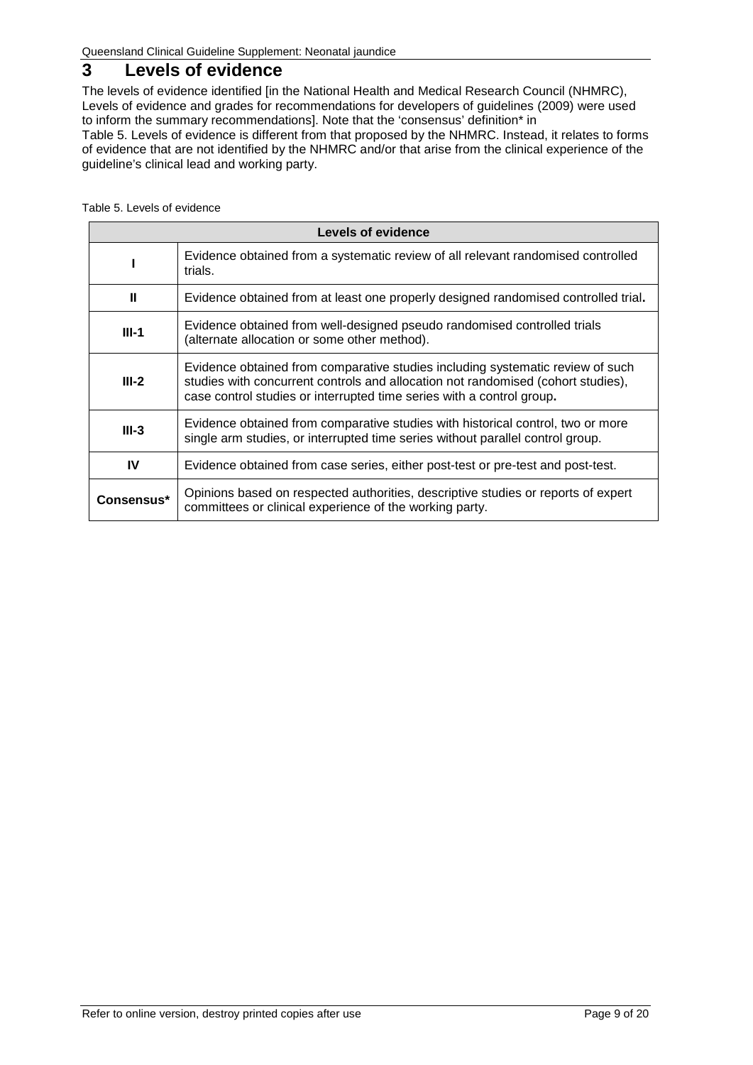# 3 Levels of evidence

The levels of evidence identified [in the National Health and Medical Research Council (NHMRC), Levels of evidence and grades for recommendations for developers of guidelines (2009) were used to inform the summary recommendations]. Note that the 'consensus' definition* in Table 5. Levels of evidence is different from that proposed by the NHMRC. Instead, it relates to forms of evidence that are not identified by the NHMRC and/or that arise from the clinical experience of the guideline's clinical lead and working party.

Table 5. Levels of evidence

| **Levels of evidence** | |
|---|---|
| **I** | Evidence obtained from a systematic review of all relevant randomised controlled trials. |
| **II** | Evidence obtained from at least one properly designed randomised controlled trial. |
| **III-1** | Evidence obtained from well-designed pseudo randomised controlled trials (alternate allocation or some other method). |
| **III-2** | Evidence obtained from comparative studies including systematic review of such studies with concurrent controls and allocation not randomised (cohort studies), case control studies or interrupted time series with a control group. |
| **III-3** | Evidence obtained from comparative studies with historical control, two or more single arm studies, or interrupted time series without parallel control group. |
| **IV** | Evidence obtained from case series, either post-test or pre-test and post-test. |
| **Consensus*** | Opinions based on respected authorities, descriptive studies or reports of expert committees or clinical experience of the working party. |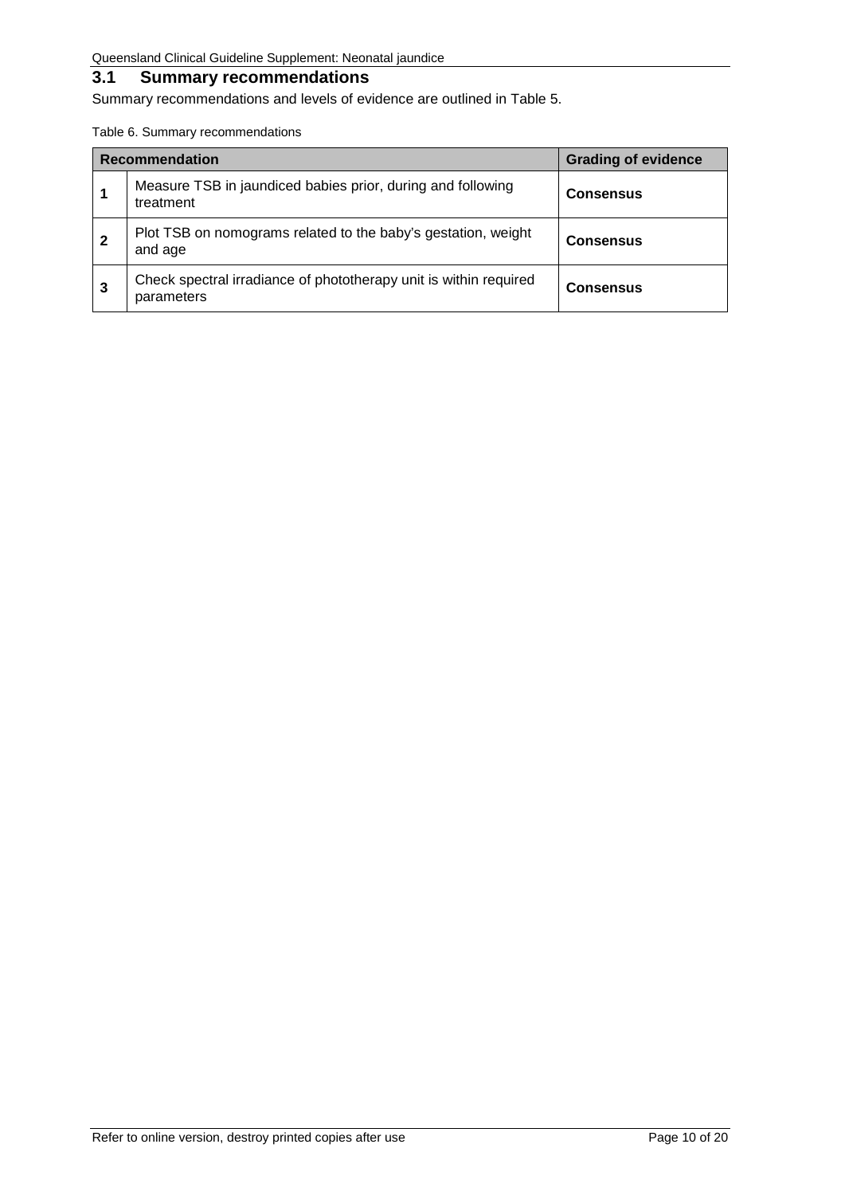## 3.1 Summary recommendations

Summary recommendations and levels of evidence are outlined in Table 5.

Table 6. Summary recommendations

| Recommendation | | Grading of evidence |
|---|---|---|
| **1** | Measure TSB in jaundiced babies prior, during and following treatment | **Consensus** |
| **2** | Plot TSB on nomograms related to the baby's gestation, weight and age | **Consensus** |
| **3** | Check spectral irradiance of phototherapy unit is within required parameters | **Consensus** |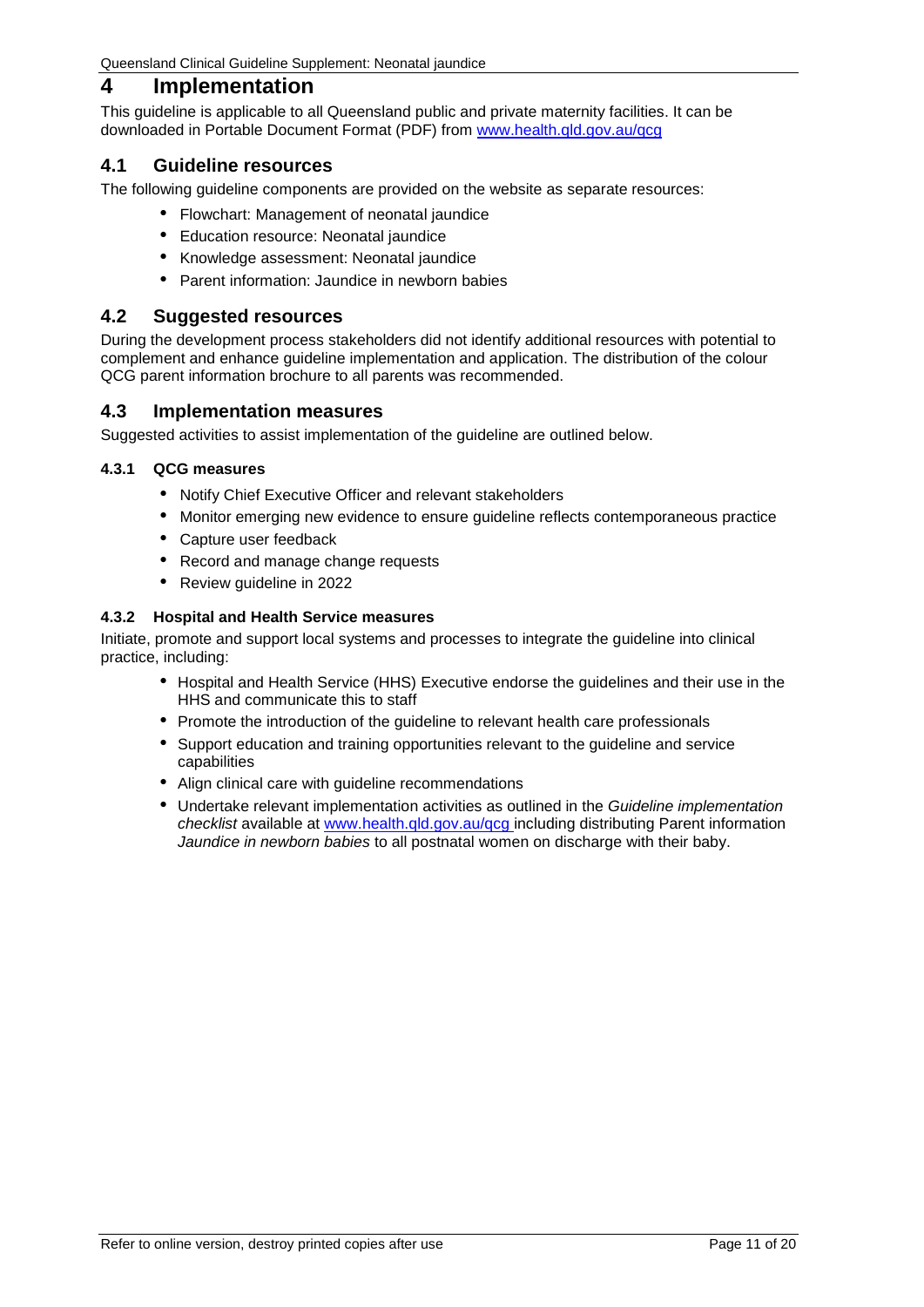# 4 Implementation

This guideline is applicable to all Queensland public and private maternity facilities. It can be downloaded in Portable Document Format (PDF) from [www.health.qld.gov.au/qcg](http://www.health.qld.gov.au/qcg)

## 4.1 Guideline resources

The following guideline components are provided on the website as separate resources:

- Flowchart: Management of neonatal jaundice
- Education resource: Neonatal jaundice
- Knowledge assessment: Neonatal jaundice
- Parent information: Jaundice in newborn babies

## 4.2 Suggested resources

During the development process stakeholders did not identify additional resources with potential to complement and enhance guideline implementation and application. The distribution of the colour QCG parent information brochure to all parents was recommended.

## 4.3 Implementation measures

Suggested activities to assist implementation of the guideline are outlined below.

### 4.3.1 QCG measures

- Notify Chief Executive Officer and relevant stakeholders
- Monitor emerging new evidence to ensure guideline reflects contemporaneous practice
- Capture user feedback
- Record and manage change requests
- Review guideline in 2022

### 4.3.2 Hospital and Health Service measures

Initiate, promote and support local systems and processes to integrate the guideline into clinical practice, including:

- Hospital and Health Service (HHS) Executive endorse the guidelines and their use in the HHS and communicate this to staff
- Promote the introduction of the guideline to relevant health care professionals
- Support education and training opportunities relevant to the guideline and service capabilities
- Align clinical care with guideline recommendations
- Undertake relevant implementation activities as outlined in the *Guideline implementation checklist* available at [www.health.qld.gov.au/qcg](http://www.health.qld.gov.au/qcg) including distributing Parent information *Jaundice in newborn babies* to all postnatal women on discharge with their baby.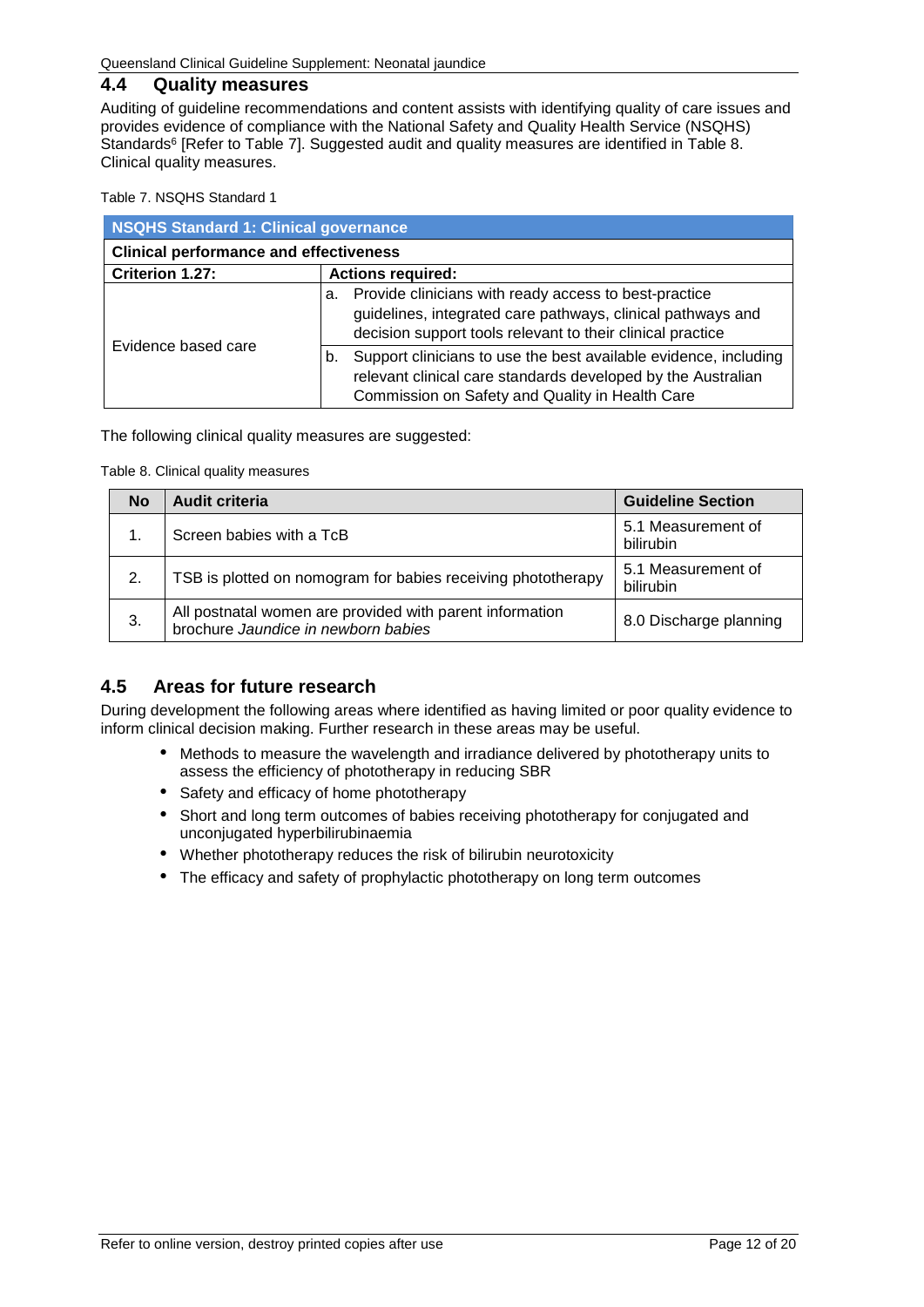## 4.4 Quality measures

Auditing of guideline recommendations and content assists with identifying quality of care issues and provides evidence of compliance with the National Safety and Quality Health Service (NSQHS) Standards[6] [Refer to Table 7]. Suggested audit and quality measures are identified in Table 8. Clinical quality measures.

Table 7. NSQHS Standard 1

| **NSQHS Standard 1: Clinical governance** | |
|---|---|
| **Clinical performance and effectiveness** | |
| **Criterion 1.27:** | **Actions required:** |
| Evidence based care | a. Provide clinicians with ready access to best-practice guidelines, integrated care pathways, clinical pathways and decision support tools relevant to their clinical practice |
| | b. Support clinicians to use the best available evidence, including relevant clinical care standards developed by the Australian Commission on Safety and Quality in Health Care |

The following clinical quality measures are suggested:

Table 8. Clinical quality measures

| No | Audit criteria | Guideline Section |
|---|---|---|
| 1. | Screen babies with a TcB | 5.1 Measurement of bilirubin |
| 2. | TSB is plotted on nomogram for babies receiving phototherapy | 5.1 Measurement of bilirubin |
| 3. | All postnatal women are provided with parent information brochure *Jaundice in newborn babies* | 8.0 Discharge planning |

## 4.5 Areas for future research

During development the following areas where identified as having limited or poor quality evidence to inform clinical decision making. Further research in these areas may be useful.

- Methods to measure the wavelength and irradiance delivered by phototherapy units to assess the efficiency of phototherapy in reducing SBR
- Safety and efficacy of home phototherapy
- Short and long term outcomes of babies receiving phototherapy for conjugated and unconjugated hyperbilirubinaemia
- Whether phototherapy reduces the risk of bilirubin neurotoxicity
- The efficacy and safety of prophylactic phototherapy on long term outcomes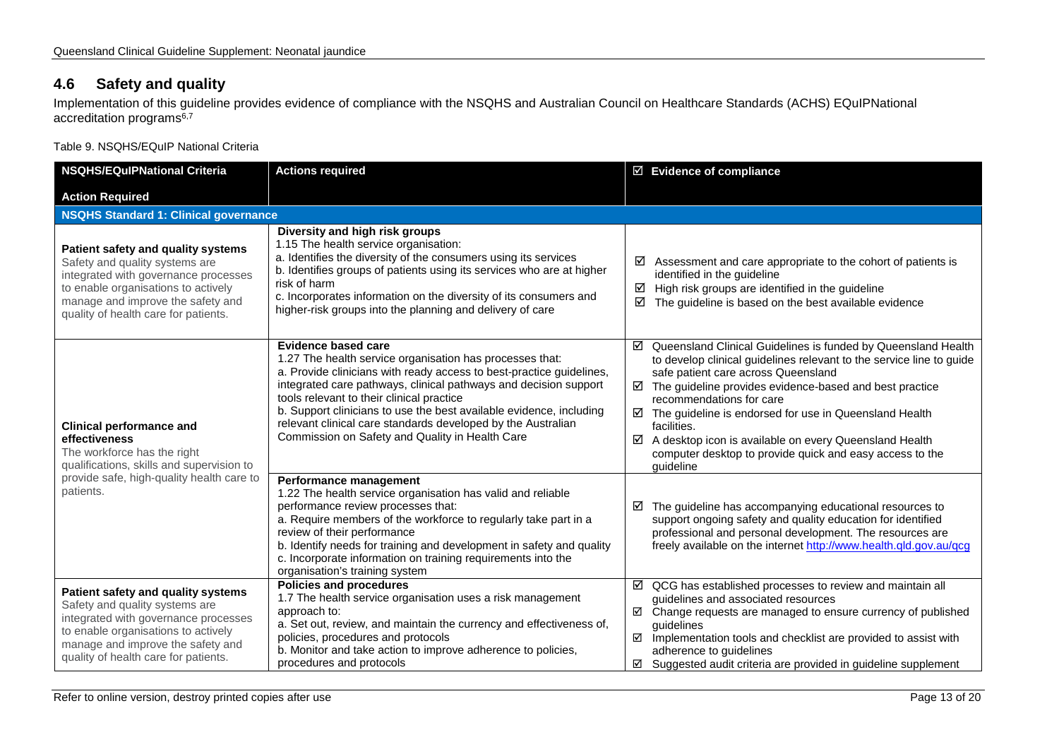## 4.6 Safety and quality

Implementation of this guideline provides evidence of compliance with the NSQHS and Australian Council on Healthcare Standards (ACHS) EQuIPNational accreditation programs[6,7]

Table 9. NSQHS/EQuIP National Criteria

| NSQHS/EQuIPNational Criteria<br><br>Action Required | Actions required | ☑ Evidence of compliance |
|---|---|---|
| **NSQHS Standard 1: Clinical governance** | | |
| **Patient safety and quality systems**<br>Safety and quality systems are integrated with governance processes to enable organisations to actively manage and improve the safety and quality of health care for patients. | **Diversity and high risk groups**<br>1.15 The health service organisation:<br>a. Identifies the diversity of the consumers using its services<br>b. Identifies groups of patients using its services who are at higher risk of harm<br>c. Incorporates information on the diversity of its consumers and higher-risk groups into the planning and delivery of care | ☑ Assessment and care appropriate to the cohort of patients is identified in the guideline<br>☑ High risk groups are identified in the guideline<br>☑ The guideline is based on the best available evidence |
| **Clinical performance and effectiveness**<br>The workforce has the right qualifications, skills and supervision to provide safe, high-quality health care to patients. | **Evidence based care**<br>1.27 The health service organisation has processes that:<br>a. Provide clinicians with ready access to best-practice guidelines, integrated care pathways, clinical pathways and decision support tools relevant to their clinical practice<br>b. Support clinicians to use the best available evidence, including relevant clinical care standards developed by the Australian Commission on Safety and Quality in Health Care | ☑ Queensland Clinical Guidelines is funded by Queensland Health to develop clinical guidelines relevant to the service line to guide safe patient care across Queensland<br>☑ The guideline provides evidence-based and best practice recommendations for care<br>☑ The guideline is endorsed for use in Queensland Health facilities.<br>☑ A desktop icon is available on every Queensland Health computer desktop to provide quick and easy access to the guideline |
| | **Performance management**<br>1.22 The health service organisation has valid and reliable performance review processes that:<br>a. Require members of the workforce to regularly take part in a review of their performance<br>b. Identify needs for training and development in safety and quality<br>c. Incorporate information on training requirements into the organisation's training system | ☑ The guideline has accompanying educational resources to support ongoing safety and quality education for identified professional and personal development. The resources are freely available on the internet http://www.health.qld.gov.au/qcg |
| **Patient safety and quality systems**<br>Safety and quality systems are integrated with governance processes to enable organisations to actively manage and improve the safety and quality of health care for patients. | **Policies and procedures**<br>1.7 The health service organisation uses a risk management approach to:<br>a. Set out, review, and maintain the currency and effectiveness of, policies, procedures and protocols<br>b. Monitor and take action to improve adherence to policies, procedures and protocols | ☑ QCG has established processes to review and maintain all guidelines and associated resources<br>☑ Change requests are managed to ensure currency of published guidelines<br>☑ Implementation tools and checklist are provided to assist with adherence to guidelines<br>☑ Suggested audit criteria are provided in guideline supplement |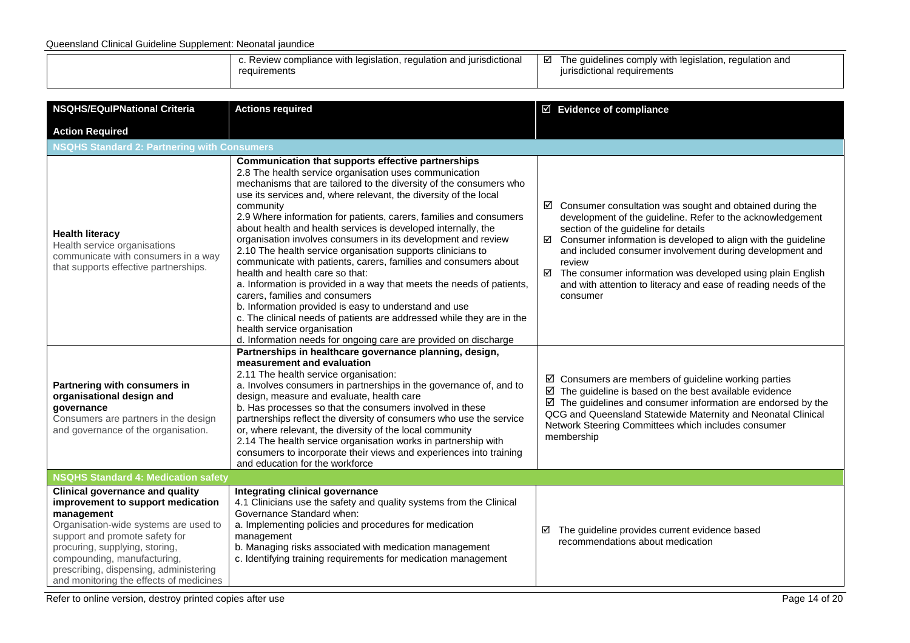| | c. Review compliance with legislation, regulation and jurisdictional requirements | ☑ The guidelines comply with legislation, regulation and jurisdictional requirements |
|---|---|---|

| NSQHS/EQuIPNational Criteria<br><br>Action Required | Actions required | ☑ Evidence of compliance |
|---|---|---|
| **NSQHS Standard 2: Partnering with Consumers** | | |
| **Health literacy**<br>Health service organisations communicate with consumers in a way that supports effective partnerships. | **Communication that supports effective partnerships**<br>2.8 The health service organisation uses communication mechanisms that are tailored to the diversity of the consumers who use its services and, where relevant, the diversity of the local community<br>2.9 Where information for patients, carers, families and consumers about health and health services is developed internally, the organisation involves consumers in its development and review<br>2.10 The health service organisation supports clinicians to communicate with patients, carers, families and consumers about health and health care so that:<br>a. Information is provided in a way that meets the needs of patients, carers, families and consumers<br>b. Information provided is easy to understand and use<br>c. The clinical needs of patients are addressed while they are in the health service organisation<br>d. Information needs for ongoing care are provided on discharge | ☑ Consumer consultation was sought and obtained during the development of the guideline. Refer to the acknowledgement section of the guideline for details<br>☑ Consumer information is developed to align with the guideline and included consumer involvement during development and review<br>☑ The consumer information was developed using plain English and with attention to literacy and ease of reading needs of the consumer |
| **Partnering with consumers in organisational design and governance**<br>Consumers are partners in the design and governance of the organisation. | **Partnerships in healthcare governance planning, design, measurement and evaluation**<br>2.11 The health service organisation:<br>a. Involves consumers in partnerships in the governance of, and to design, measure and evaluate, health care<br>b. Has processes so that the consumers involved in these partnerships reflect the diversity of consumers who use the service or, where relevant, the diversity of the local community<br>2.14 The health service organisation works in partnership with consumers to incorporate their views and experiences into training and education for the workforce | ☑ Consumers are members of guideline working parties<br>☑ The guideline is based on the best available evidence<br>☑ The guidelines and consumer information are endorsed by the QCG and Queensland Statewide Maternity and Neonatal Clinical Network Steering Committees which includes consumer membership |
| **NSQHS Standard 4: Medication safety** | | |
| **Clinical governance and quality improvement to support medication management**<br>Organisation-wide systems are used to support and promote safety for procuring, supplying, storing, compounding, manufacturing, prescribing, dispensing, administering and monitoring the effects of medicines | **Integrating clinical governance**<br>4.1 Clinicians use the safety and quality systems from the Clinical Governance Standard when:<br>a. Implementing policies and procedures for medication management<br>b. Managing risks associated with medication management<br>c. Identifying training requirements for medication management | ☑ The guideline provides current evidence based recommendations about medication |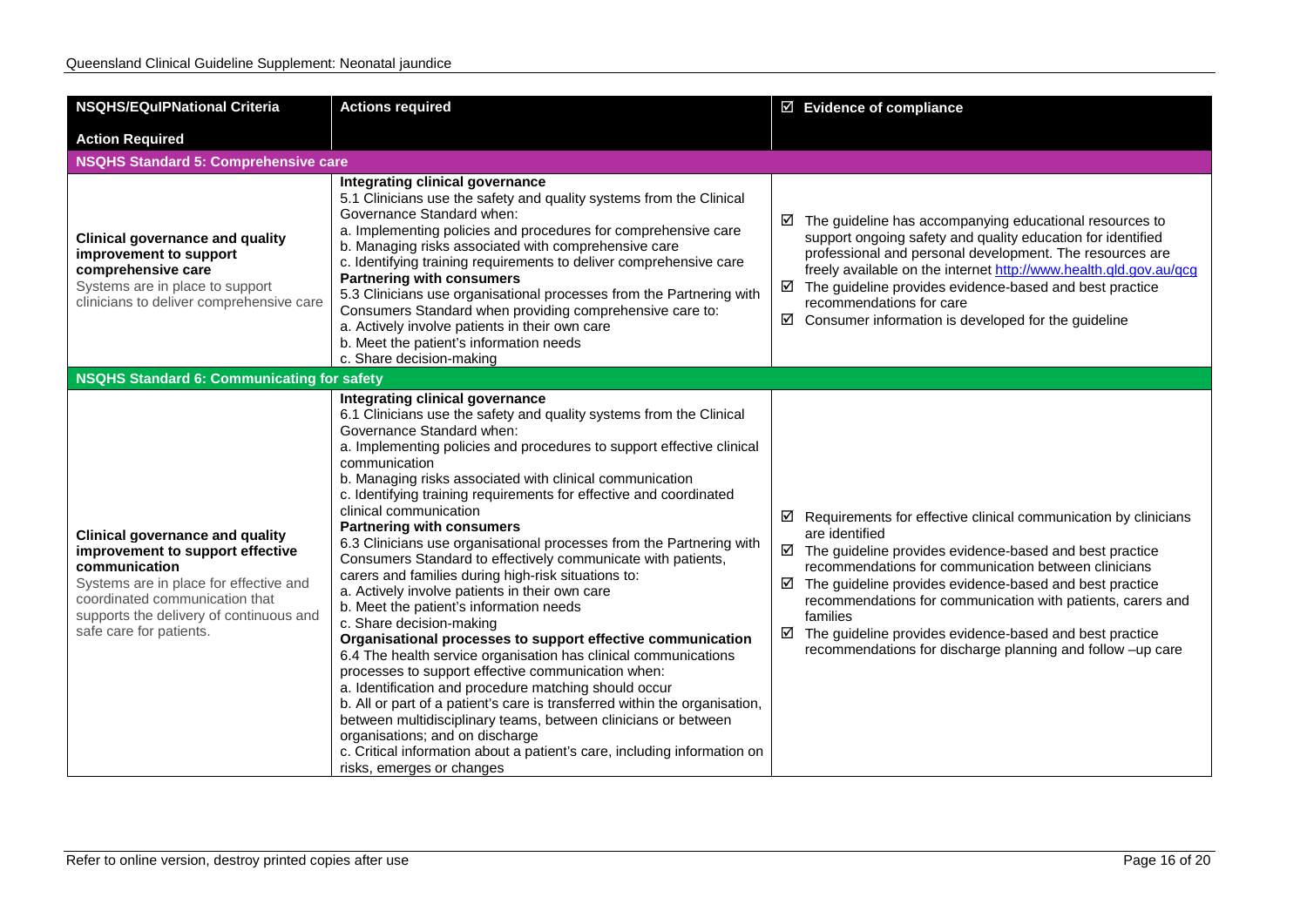| NSQHS/EQuIPNational Criteria<br><br>Action Required | Actions required | ☑ Evidence of compliance |
|---|---|---|
| **NSQHS Standard 5: Comprehensive care** | | |
| **Clinical governance and quality improvement to support comprehensive care**<br>Systems are in place to support clinicians to deliver comprehensive care | **Integrating clinical governance**<br>5.1 Clinicians use the safety and quality systems from the Clinical Governance Standard when:<br>a. Implementing policies and procedures for comprehensive care<br>b. Managing risks associated with comprehensive care<br>c. Identifying training requirements to deliver comprehensive care<br>**Partnering with consumers**<br>5.3 Clinicians use organisational processes from the Partnering with Consumers Standard when providing comprehensive care to:<br>a. Actively involve patients in their own care<br>b. Meet the patient's information needs<br>c. Share decision-making | ☑ The guideline has accompanying educational resources to support ongoing safety and quality education for identified professional and personal development. The resources are freely available on the internet http://www.health.qld.gov.au/qcg<br>☑ The guideline provides evidence-based and best practice recommendations for care<br>☑ Consumer information is developed for the guideline |
| **NSQHS Standard 6: Communicating for safety** | | |
| **Clinical governance and quality improvement to support effective communication**<br>Systems are in place for effective and coordinated communication that supports the delivery of continuous and safe care for patients. | **Integrating clinical governance**<br>6.1 Clinicians use the safety and quality systems from the Clinical Governance Standard when:<br>a. Implementing policies and procedures to support effective clinical communication<br>b. Managing risks associated with clinical communication<br>c. Identifying training requirements for effective and coordinated clinical communication<br>**Partnering with consumers**<br>6.3 Clinicians use organisational processes from the Partnering with Consumers Standard to effectively communicate with patients, carers and families during high-risk situations to:<br>a. Actively involve patients in their own care<br>b. Meet the patient's information needs<br>c. Share decision-making<br>**Organisational processes to support effective communication**<br>6.4 The health service organisation has clinical communications processes to support effective communication when:<br>a. Identification and procedure matching should occur<br>b. All or part of a patient's care is transferred within the organisation, between multidisciplinary teams, between clinicians or between organisations; and on discharge<br>c. Critical information about a patient's care, including information on risks, emerges or changes | ☑ Requirements for effective clinical communication by clinicians are identified<br>☑ The guideline provides evidence-based and best practice recommendations for communication between clinicians<br>☑ The guideline provides evidence-based and best practice recommendations for communication with patients, carers and families<br>☑ The guideline provides evidence-based and best practice recommendations for discharge planning and follow –up care |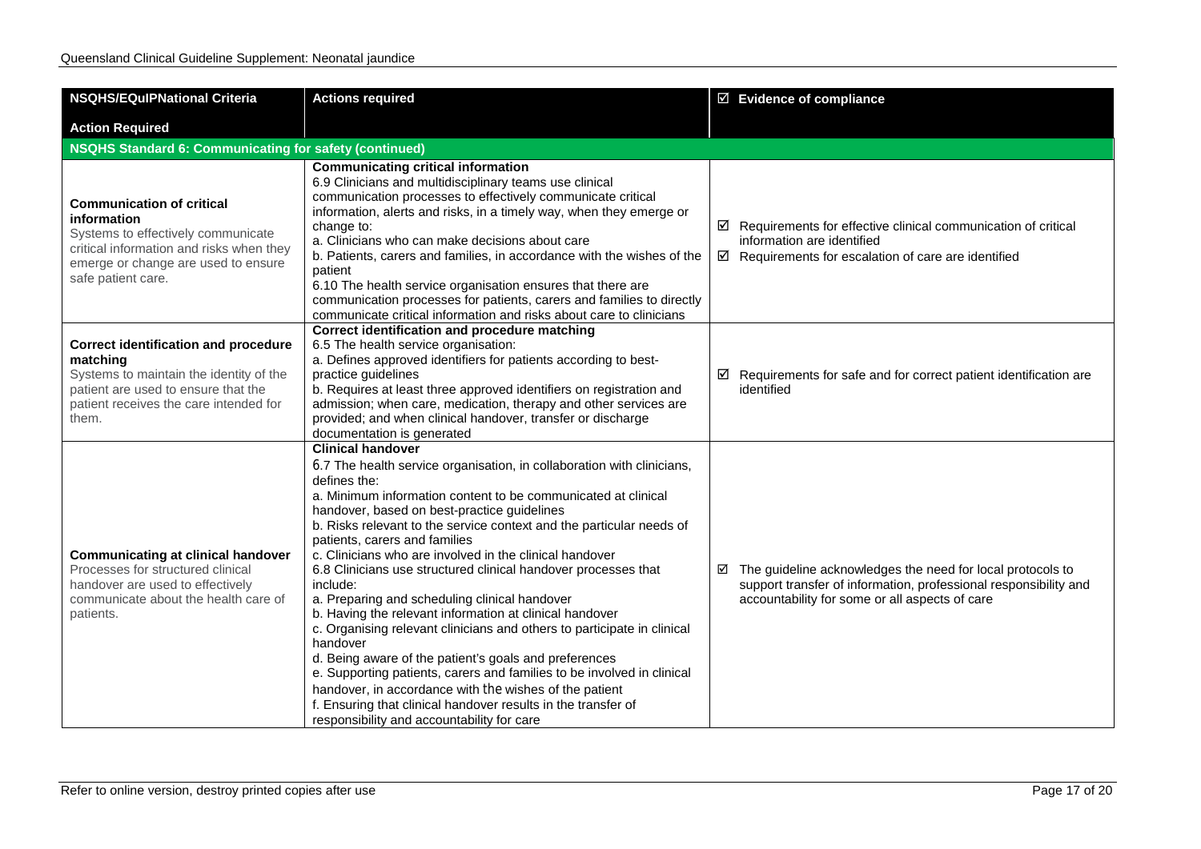| NSQHS/EQuIPNational Criteria<br><br>Action Required | Actions required | ☑ Evidence of compliance |
|---|---|---|
| **NSQHS Standard 6: Communicating for safety (continued)** | | |
| **Communication of critical information**<br>Systems to effectively communicate critical information and risks when they emerge or change are used to ensure safe patient care. | **Communicating critical information**<br>6.9 Clinicians and multidisciplinary teams use clinical communication processes to effectively communicate critical information, alerts and risks, in a timely way, when they emerge or change to:<br>a. Clinicians who can make decisions about care<br>b. Patients, carers and families, in accordance with the wishes of the patient<br>6.10 The health service organisation ensures that there are communication processes for patients, carers and families to directly communicate critical information and risks about care to clinicians | ☑ Requirements for effective clinical communication of critical information are identified<br>☑ Requirements for escalation of care are identified |
| **Correct identification and procedure matching**<br>Systems to maintain the identity of the patient are used to ensure that the patient receives the care intended for them. | **Correct identification and procedure matching**<br>6.5 The health service organisation:<br>a. Defines approved identifiers for patients according to best-practice guidelines<br>b. Requires at least three approved identifiers on registration and admission; when care, medication, therapy and other services are provided; and when clinical handover, transfer or discharge documentation is generated | ☑ Requirements for safe and for correct patient identification are identified |
| **Communicating at clinical handover**<br>Processes for structured clinical handover are used to effectively communicate about the health care of patients. | **Clinical handover**<br>6.7 The health service organisation, in collaboration with clinicians, defines the:<br>a. Minimum information content to be communicated at clinical handover, based on best-practice guidelines<br>b. Risks relevant to the service context and the particular needs of patients, carers and families<br>c. Clinicians who are involved in the clinical handover<br>6.8 Clinicians use structured clinical handover processes that include:<br>a. Preparing and scheduling clinical handover<br>b. Having the relevant information at clinical handover<br>c. Organising relevant clinicians and others to participate in clinical handover<br>d. Being aware of the patient's goals and preferences<br>e. Supporting patients, carers and families to be involved in clinical handover, in accordance with the wishes of the patient<br>f. Ensuring that clinical handover results in the transfer of responsibility and accountability for care | ☑ The guideline acknowledges the need for local protocols to support transfer of information, professional responsibility and accountability for some or all aspects of care |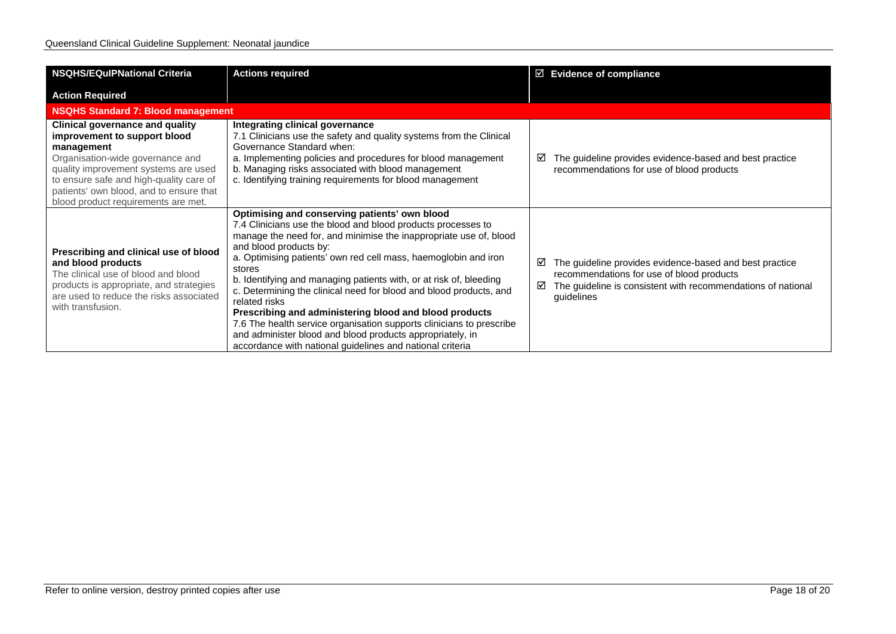| NSQHS/EQuIPNational Criteria<br><br>Action Required | Actions required | ☑ Evidence of compliance |
|---|---|---|
| **NSQHS Standard 7: Blood management** | | |
| **Clinical governance and quality improvement to support blood management**<br>Organisation-wide governance and quality improvement systems are used to ensure safe and high-quality care of patients' own blood, and to ensure that blood product requirements are met. | **Integrating clinical governance**<br>7.1 Clinicians use the safety and quality systems from the Clinical Governance Standard when:<br>a. Implementing policies and procedures for blood management<br>b. Managing risks associated with blood management<br>c. Identifying training requirements for blood management | ☑ The guideline provides evidence-based and best practice recommendations for use of blood products |
| **Prescribing and clinical use of blood and blood products**<br>The clinical use of blood and blood products is appropriate, and strategies are used to reduce the risks associated with transfusion. | **Optimising and conserving patients' own blood**<br>7.4 Clinicians use the blood and blood products processes to manage the need for, and minimise the inappropriate use of, blood and blood products by:<br>a. Optimising patients' own red cell mass, haemoglobin and iron stores<br>b. Identifying and managing patients with, or at risk of, bleeding<br>c. Determining the clinical need for blood and blood products, and related risks<br>**Prescribing and administering blood and blood products**<br>7.6 The health service organisation supports clinicians to prescribe and administer blood and blood products appropriately, in accordance with national guidelines and national criteria | ☑ The guideline provides evidence-based and best practice recommendations for use of blood products<br>☑ The guideline is consistent with recommendations of national guidelines |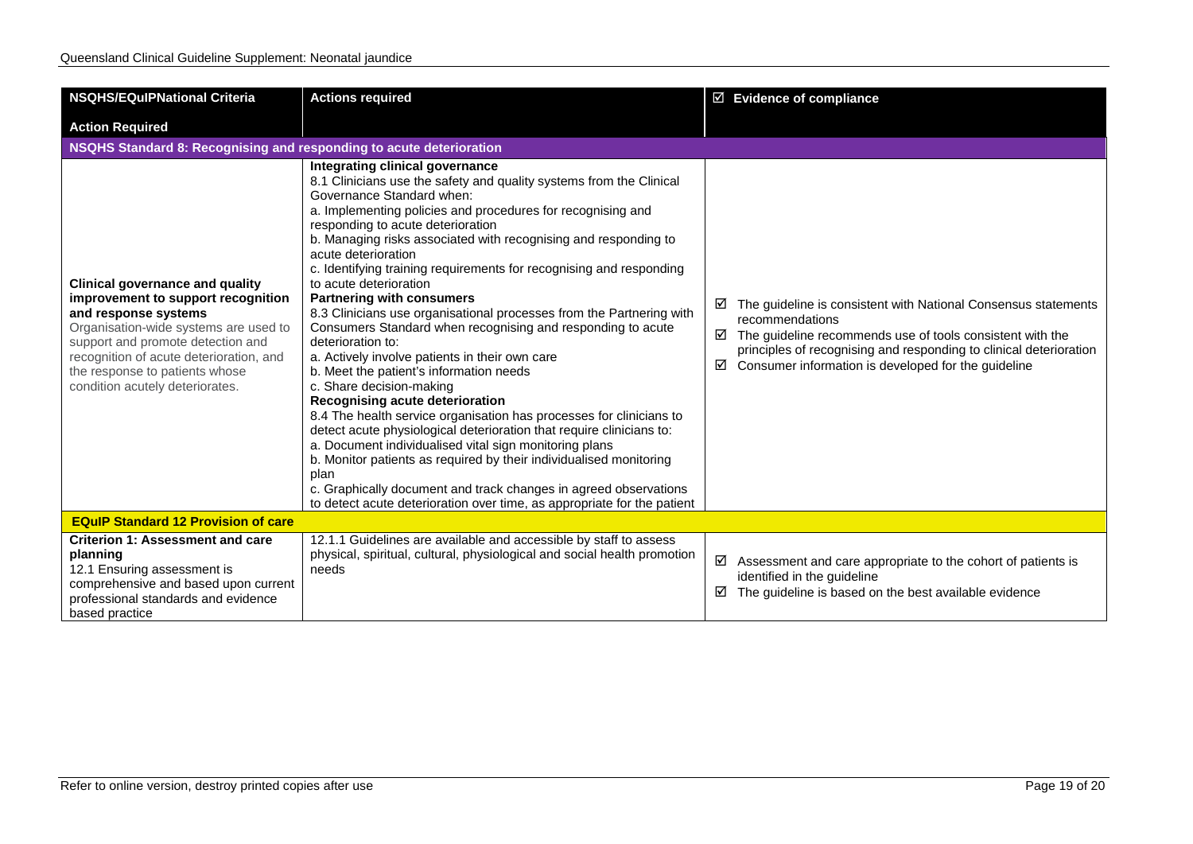| NSQHS/EQuIPNational Criteria<br>Action Required | Actions required | ☑ Evidence of compliance |
|---|---|---|
| **NSQHS Standard 8: Recognising and responding to acute deterioration** | | |
| **Clinical governance and quality improvement to support recognition and response systems**<br>Organisation-wide systems are used to support and promote detection and recognition of acute deterioration, and the response to patients whose condition acutely deteriorates. | **Integrating clinical governance**<br>8.1 Clinicians use the safety and quality systems from the Clinical Governance Standard when:<br>a. Implementing policies and procedures for recognising and responding to acute deterioration<br>b. Managing risks associated with recognising and responding to acute deterioration<br>c. Identifying training requirements for recognising and responding to acute deterioration<br>**Partnering with consumers**<br>8.3 Clinicians use organisational processes from the Partnering with Consumers Standard when recognising and responding to acute deterioration to:<br>a. Actively involve patients in their own care<br>b. Meet the patient's information needs<br>c. Share decision-making<br>**Recognising acute deterioration**<br>8.4 The health service organisation has processes for clinicians to detect acute physiological deterioration that require clinicians to:<br>a. Document individualised vital sign monitoring plans<br>b. Monitor patients as required by their individualised monitoring plan<br>c. Graphically document and track changes in agreed observations to detect acute deterioration over time, as appropriate for the patient | ☑ The guideline is consistent with National Consensus statements recommendations<br>☑ The guideline recommends use of tools consistent with the principles of recognising and responding to clinical deterioration<br>☑ Consumer information is developed for the guideline |
| **EQuIP Standard 12 Provision of care** | | |
| **Criterion 1: Assessment and care planning**<br>12.1 Ensuring assessment is comprehensive and based upon current professional standards and evidence based practice | 12.1.1 Guidelines are available and accessible by staff to assess physical, spiritual, cultural, physiological and social health promotion needs | ☑ Assessment and care appropriate to the cohort of patients is identified in the guideline<br>☑ The guideline is based on the best available evidence |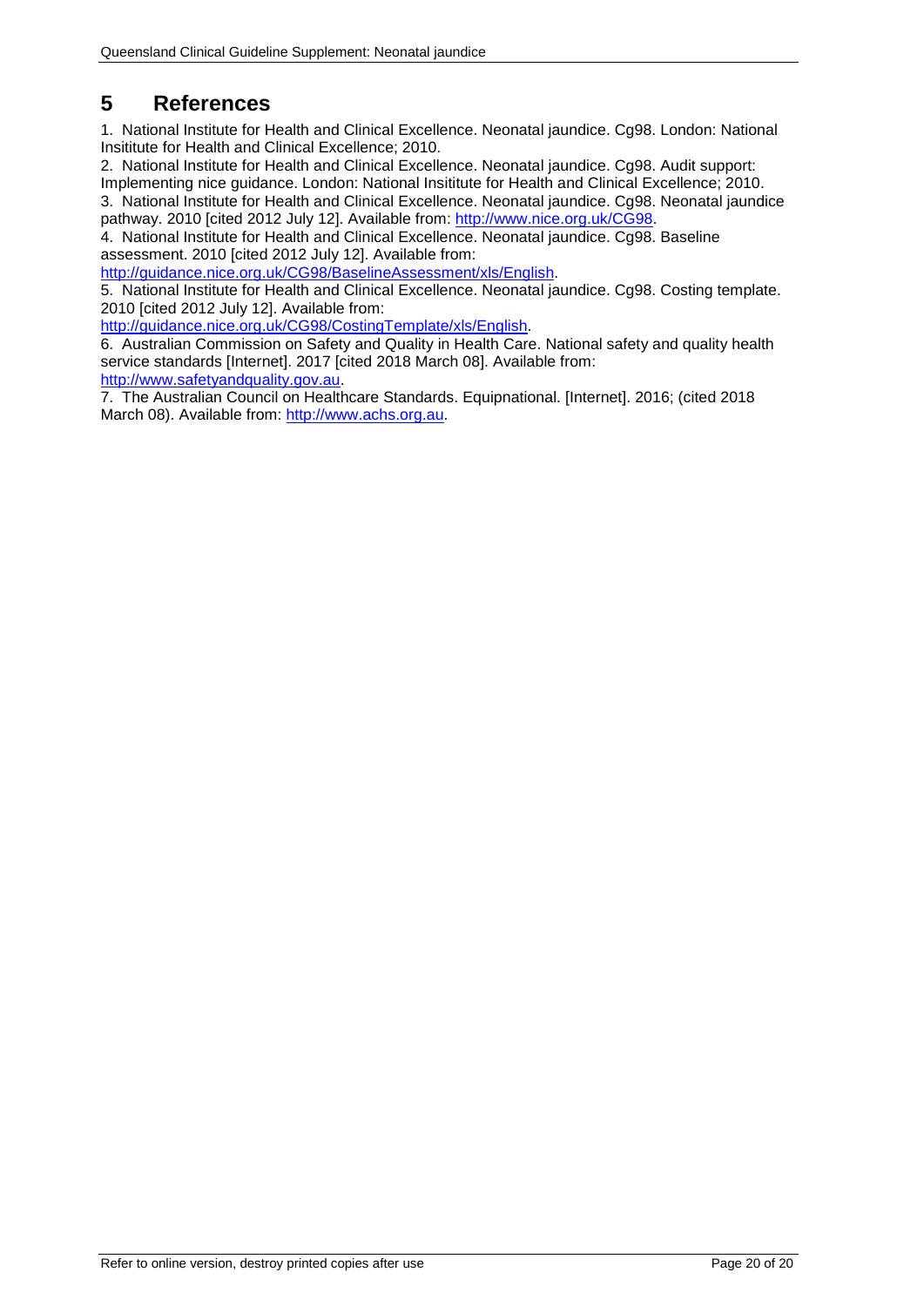# 5 References

1. National Institute for Health and Clinical Excellence. Neonatal jaundice. Cg98. London: National Insititute for Health and Clinical Excellence; 2010.
2. National Institute for Health and Clinical Excellence. Neonatal jaundice. Cg98. Audit support: Implementing nice guidance. London: National Insititute for Health and Clinical Excellence; 2010.
3. National Institute for Health and Clinical Excellence. Neonatal jaundice. Cg98. Neonatal jaundice pathway. 2010 [cited 2012 July 12]. Available from: http://www.nice.org.uk/CG98.
4. National Institute for Health and Clinical Excellence. Neonatal jaundice. Cg98. Baseline assessment. 2010 [cited 2012 July 12]. Available from: http://guidance.nice.org.uk/CG98/BaselineAssessment/xls/English.
5. National Institute for Health and Clinical Excellence. Neonatal jaundice. Cg98. Costing template. 2010 [cited 2012 July 12]. Available from: http://guidance.nice.org.uk/CG98/CostingTemplate/xls/English.
6. Australian Commission on Safety and Quality in Health Care. National safety and quality health service standards [Internet]. 2017 [cited 2018 March 08]. Available from: http://www.safetyandquality.gov.au.
7. The Australian Council on Healthcare Standards. Equipnational. [Internet]. 2016; (cited 2018 March 08). Available from: http://www.achs.org.au.